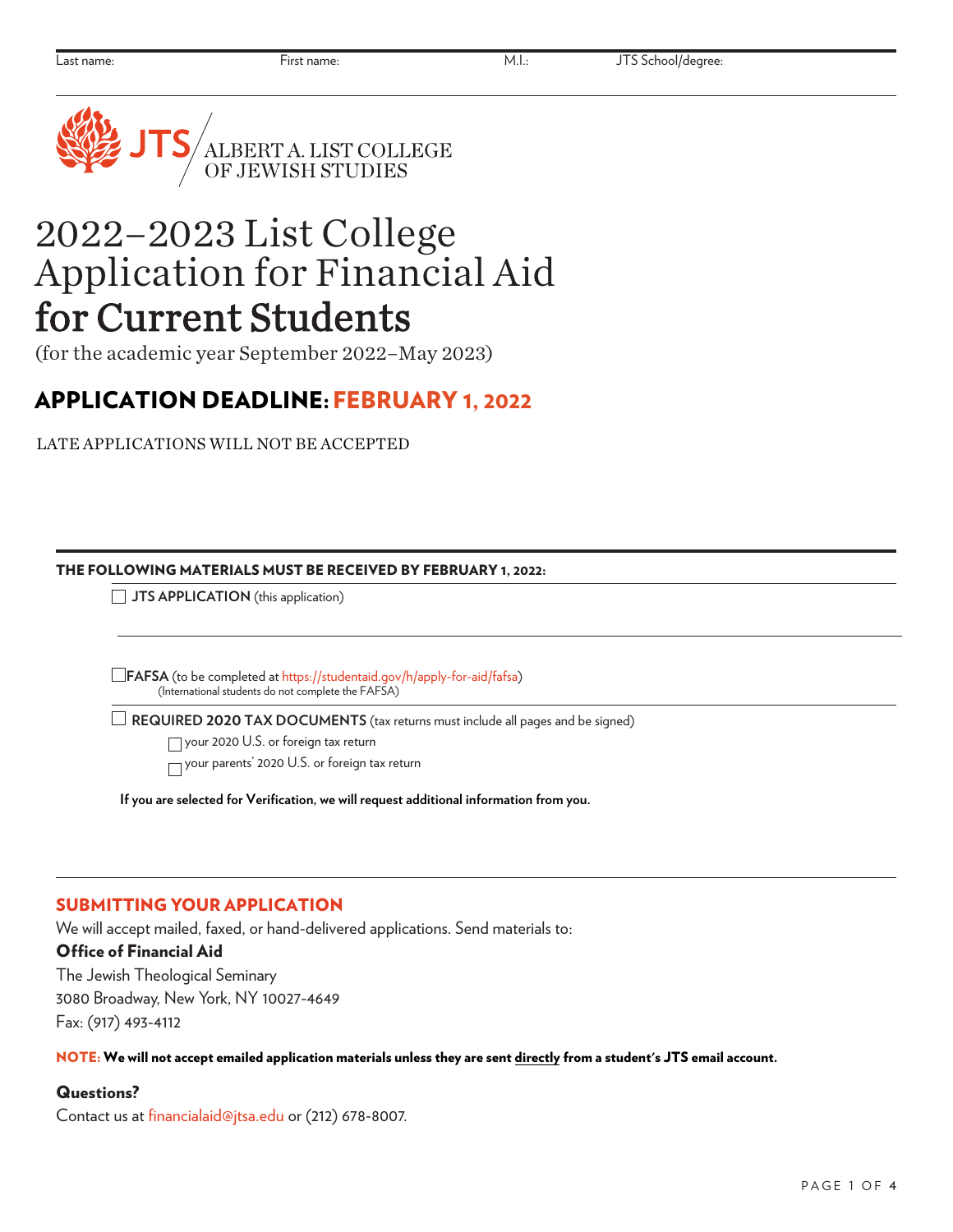Last name: First name: M.I.: JTS School/degree:

JTS / ALBERT A. LIST COLLEGE OF JEWISH STUDIES

# 2022–2023 List College Application for Financial Aid for Current Students

(for the academic year September 2022–May 2023)

## APPLICATION DEADLINE: FEBRUARY 1, 2022

LATE APPLICATIONS WILL NOT BE ACCEPTED

**THE FOLLOWING MATERIALS MUST BE RECEIVED BY FEBRUARY 1, 2022:**

- ☐ **JTS APPLICATION** (this application)
- ☐ **FAFSA** (to be completed at https://studentaid.gov/h/apply-for-aid/fafsa)
  (International students do not complete the FAFSA)
- ☐ **REQUIRED 2020 TAX DOCUMENTS** (tax returns must include all pages and be signed)
  - ☐ your 2020 U.S. or foreign tax return
  - ☐ your parents' 2020 U.S. or foreign tax return

**If you are selected for Verification, we will request additional information from you.**

## SUBMITTING YOUR APPLICATION

We will accept mailed, faxed, or hand-delivered applications. Send materials to:

**Office of Financial Aid**
The Jewish Theological Seminary
3080 Broadway, New York, NY 10027-4649
Fax: (917) 493-4112

**NOTE: We will not accept emailed application materials unless they are sent directly from a student's JTS email account.**

### Questions?

Contact us at financialaid@jtsa.edu or (212) 678-8007.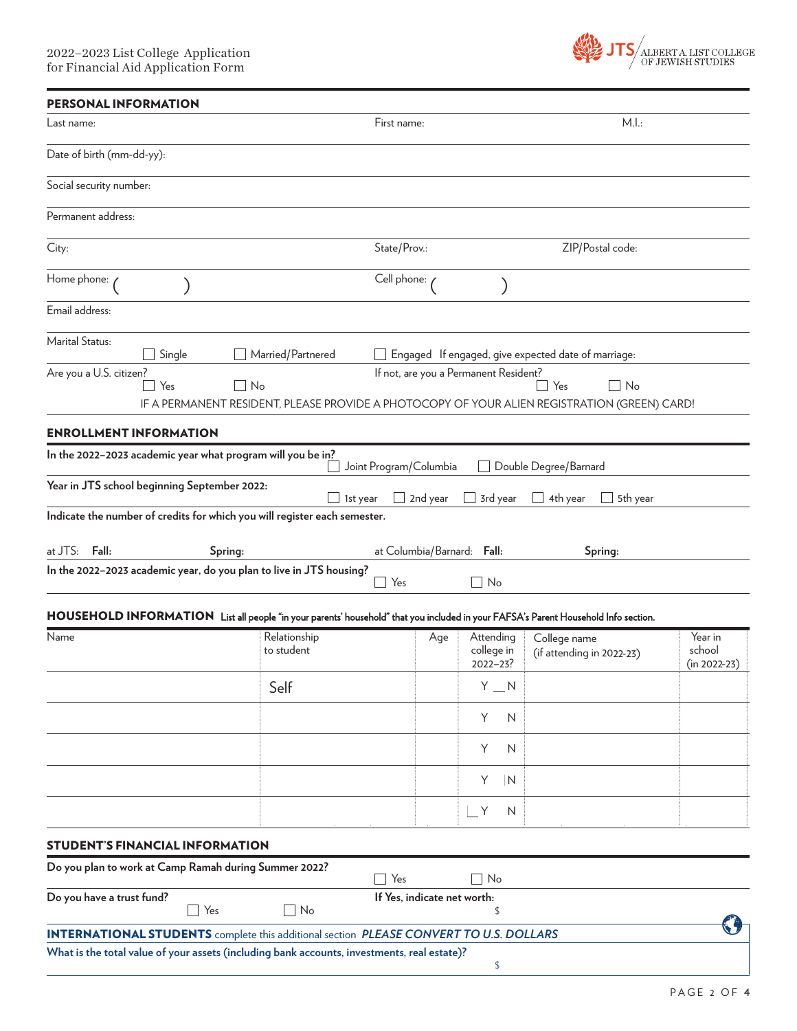2022–2023 List College Application for Financial Aid Application Form

JTS ALBERT A. LIST COLLEGE OF JEWISH STUDIES

## PERSONAL INFORMATION

Last name: First name: M.I.:

Date of birth (mm-dd-yy):

Social security number:

Permanent address:

City: State/Prov.: ZIP/Postal code:

Home phone: ( ) Cell phone: ( )

Email address:

Marital Status: ☐ Single ☐ Married/Partnered ☐ Engaged If engaged, give expected date of marriage:

Are you a U.S. citizen? ☐ Yes ☐ No

If not, are you a Permanent Resident? ☐ Yes ☐ No

IF A PERMANENT RESIDENT, PLEASE PROVIDE A PHOTOCOPY OF YOUR ALIEN REGISTRATION (GREEN) CARD!

## ENROLLMENT INFORMATION

**In the 2022–2023 academic year what program will you be in?** ☐ Joint Program/Columbia ☐ Double Degree/Barnard

**Year in JTS school beginning September 2022:** ☐ 1st year ☐ 2nd year ☐ 3rd year ☐ 4th year ☐ 5th year

**Indicate the number of credits for which you will register each semester.**

at JTS: **Fall:** **Spring:** at Columbia/Barnard: **Fall:** **Spring:**

**In the 2022–2023 academic year, do you plan to live in JTS housing?** ☐ Yes ☐ No

## HOUSEHOLD INFORMATION

**List all people "in your parents' household" that you included in your FAFSA's Parent Household Info section.**

| Name | Relationship to student | Age | Attending college in 2022–23? | College name (if attending in 2022-23) | Year in school (in 2022-23) |
|---|---|---|---|---|---|
| | Self | | Y N | | |
| | | | Y N | | |
| | | | Y N | | |
| | | | Y N | | |
| | | | Y N | | |

## STUDENT'S FINANCIAL INFORMATION

**Do you plan to work at Camp Ramah during Summer 2022?** ☐ Yes ☐ No

**Do you have a trust fund?** ☐ Yes ☐ No **If Yes, indicate net worth:** $

**INTERNATIONAL STUDENTS** complete this additional section ***PLEASE CONVERT TO U.S. DOLLARS***

**What is the total value of your assets (including bank accounts, investments, real estate)?** $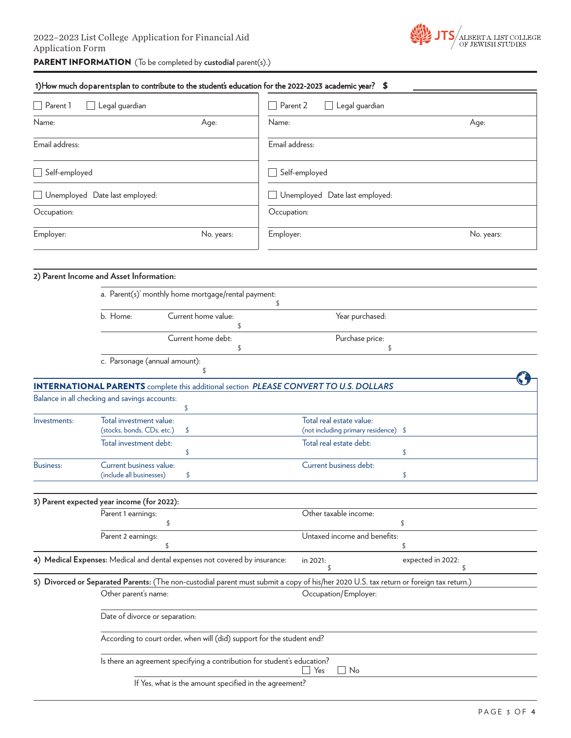2022–2023 List College Application for Financial Aid
Application Form

## PARENT INFORMATION (To be completed by **custodial** parent(s).)

**1) How much do parents plan to contribute to the student's education for the 2022-2023 academic year? $**

| ☐ Parent 1 ☐ Legal guardian | | ☐ Parent 2 ☐ Legal guardian | |
|---|---|---|---|
| Name: | Age: | Name: | Age: |
| Email address: | | Email address: | |
| ☐ Self-employed | | ☐ Self-employed | |
| ☐ Unemployed Date last employed: | | ☐ Unemployed Date last employed: | |
| Occupation: | | Occupation: | |
| Employer: | No. years: | Employer: | No. years: |

**2) Parent Income and Asset Information:**

a. Parent(s)' monthly home mortgage/rental payment: $

| | | |
|---|---|---|
| b. Home: | Current home value: $ | Year purchased: |
| | Current home debt: $ | Purchase price: $ |

c. Parsonage (annual amount): $

**INTERNATIONAL PARENTS** complete this additional section ***PLEASE CONVERT TO U.S. DOLLARS***

Balance in all checking and savings accounts: $

| | | |
|---|---|---|
| Investments: | Total investment value: (stocks, bonds, CDs, etc.) $ | Total real estate value: (not including primary residence) $ |
| | Total investment debt: $ | Total real estate debt: $ |
| Business: | Current business value: (include all businesses) $ | Current business debt: $ |

**3) Parent expected year income (for 2022):**

| | |
|---|---|
| Parent 1 earnings: $ | Other taxable income: $ |
| Parent 2 earnings: $ | Untaxed income and benefits: $ |

**4) Medical Expenses:** Medical and dental expenses not covered by insurance: in 2021: $ expected in 2022: $

**5) Divorced or Separated Parents:** (The non-custodial parent must submit a copy of his/her 2020 U.S. tax return or foreign tax return.)

Other parent's name: Occupation/Employer:

Date of divorce or separation:

According to court order, when will (did) support for the student end?

Is there an agreement specifying a contribution for student's education? ☐ Yes ☐ No

If Yes, what is the amount specified in the agreement?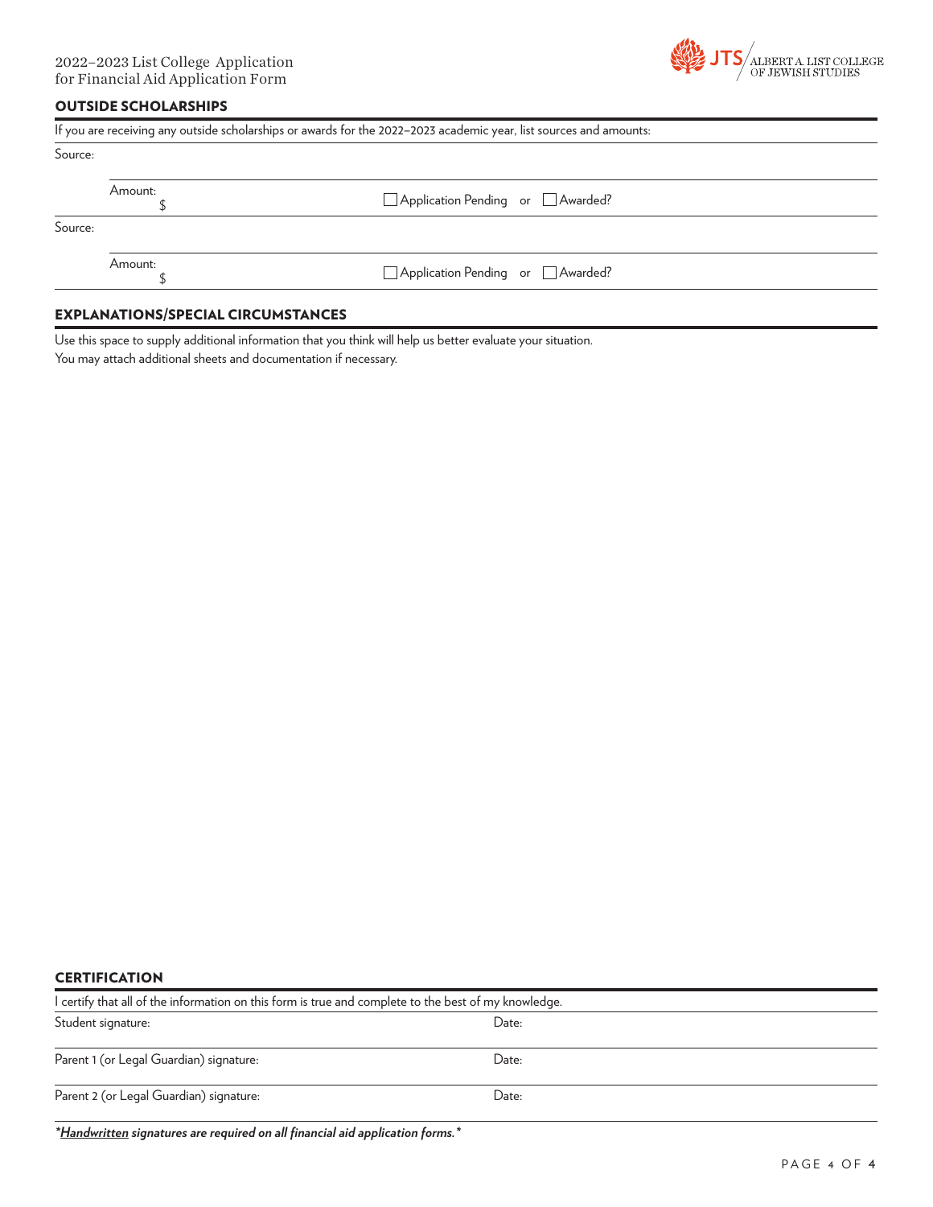2022–2023 List College Application for Financial Aid Application Form

JTS ALBERT A. LIST COLLEGE OF JEWISH STUDIES

## OUTSIDE SCHOLARSHIPS

If you are receiving any outside scholarships or awards for the 2022–2023 academic year, list sources and amounts:

Source:

Amount: $ ☐ Application Pending or ☐ Awarded?

Source:

Amount: $ ☐ Application Pending or ☐ Awarded?

## EXPLANATIONS/SPECIAL CIRCUMSTANCES

Use this space to supply additional information that you think will help us better evaluate your situation.
You may attach additional sheets and documentation if necessary.

## CERTIFICATION

I certify that all of the information on this form is true and complete to the best of my knowledge.

| | |
|---|---|
| Student signature: | Date: |
| Parent 1 (or Legal Guardian) signature: | Date: |
| Parent 2 (or Legal Guardian) signature: | Date: |

***Handwritten signatures are required on all financial aid application forms.***